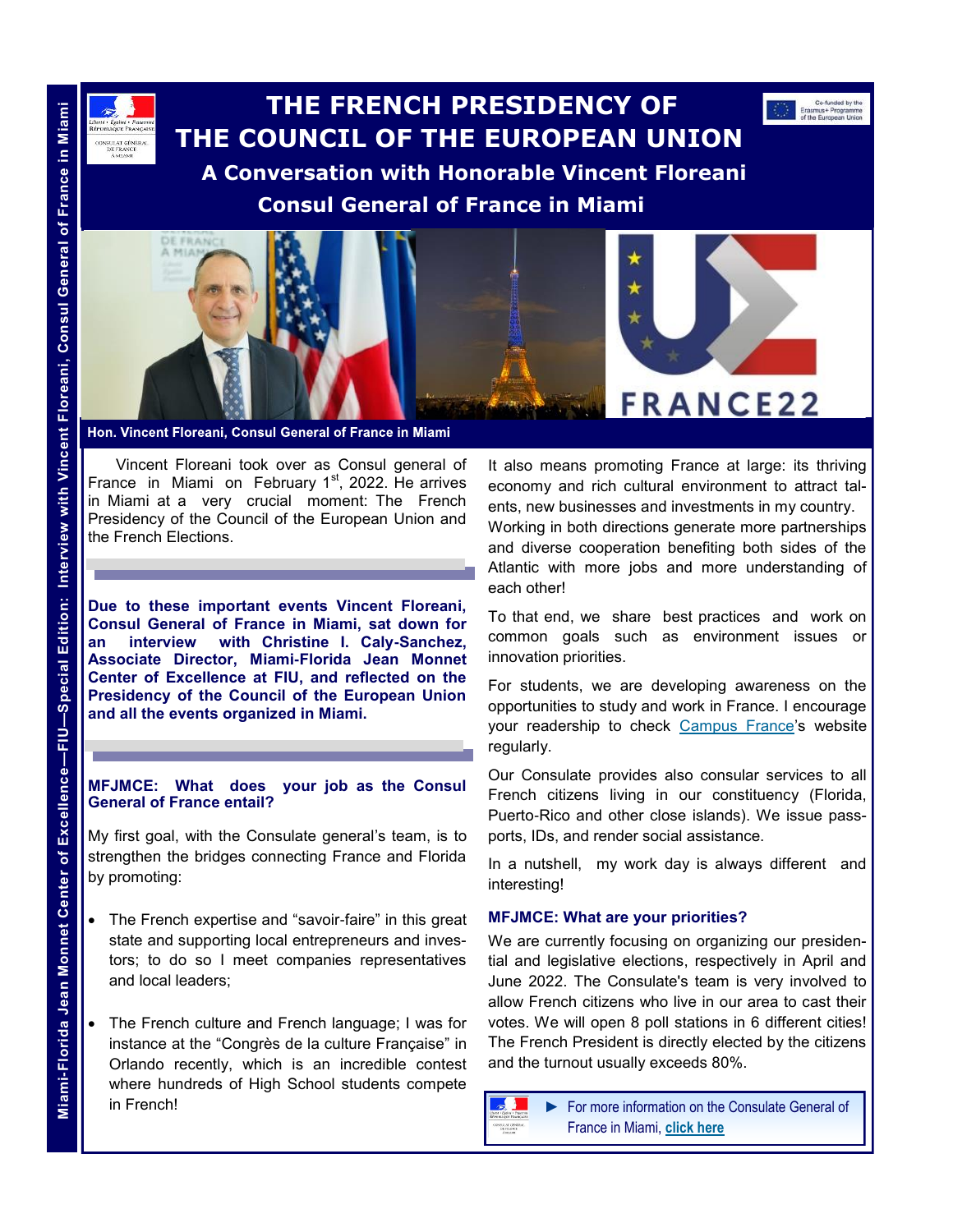# THE FRENCH PRESIDENCY OF THE COUNCIL OF THE EUROPEAN UNION

## A Conversation with Honorable Vincent Floreani Consul General of France in Miami

Hon. Vincent Floreani, Consul General of France in Miami

Vincent Floreani took over as Consul general of France in Miami on February 1st, 2022. He arrives in Miami at a very crucial moment: The French Presidency of the Council of the European Union and the French Elections.

**Due to these important events Vincent Floreani, Consul General of France in Miami, sat down for an interview with Christine I. Caly-Sanchez, Associate Director, Miami-Florida Jean Monnet Center of Excellence at FIU, and reflected on the Presidency of the Council of the European Union and all the events organized in Miami.**

### MFJMCE: What does your job as the Consul General of France entail?

My first goal, with the Consulate general's team, is to strengthen the bridges connecting France and Florida by promoting:

- The French expertise and "savoir-faire" in this great state and supporting local entrepreneurs and investors; to do so I meet companies representatives and local leaders;
- The French culture and French language; I was for instance at the "Congrès de la culture Française" in Orlando recently, which is an incredible contest where hundreds of High School students compete in French!

It also means promoting France at large: its thriving economy and rich cultural environment to attract talents, new businesses and investments in my country. Working in both directions generate more partnerships and diverse cooperation benefiting both sides of the Atlantic with more jobs and more understanding of each other!

To that end, we share best practices and work on common goals such as environment issues or innovation priorities.

For students, we are developing awareness on the opportunities to study and work in France. I encourage your readership to check Campus France's website regularly.

Our Consulate provides also consular services to all French citizens living in our constituency (Florida, Puerto-Rico and other close islands). We issue passports, IDs, and render social assistance.

In a nutshell, my work day is always different and interesting!

### MFJMCE: What are your priorities?

We are currently focusing on organizing our presidential and legislative elections, respectively in April and June 2022. The Consulate's team is very involved to allow French citizens who live in our area to cast their votes. We will open 8 poll stations in 6 different cities! The French President is directly elected by the citizens and the turnout usually exceeds 80%.

► For more information on the Consulate General of France in Miami, **click here**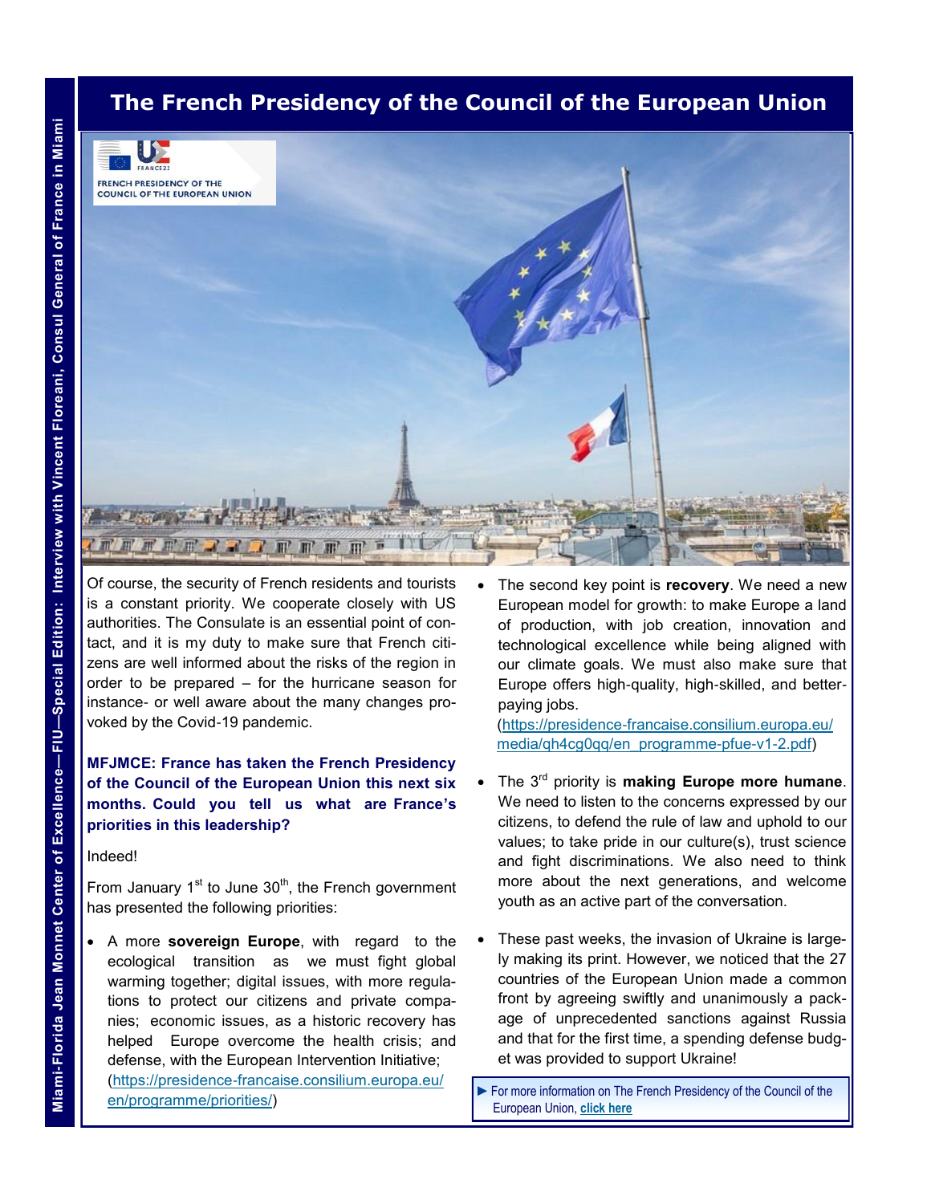# The French Presidency of the Council of the European Union

Of course, the security of French residents and tourists is a constant priority. We cooperate closely with US authorities. The Consulate is an essential point of contact, and it is my duty to make sure that French citizens are well informed about the risks of the region in order to be prepared – for the hurricane season for instance- or well aware about the many changes provoked by the Covid-19 pandemic.

**MFJMCE: France has taken the French Presidency of the Council of the European Union this next six months. Could you tell us what are France's priorities in this leadership?**

Indeed!

From January 1st to June 30th, the French government has presented the following priorities:

- A more **sovereign Europe**, with regard to the ecological transition as we must fight global warming together; digital issues, with more regulations to protect our citizens and private companies; economic issues, as a historic recovery has helped Europe overcome the health crisis; and defense, with the European Intervention Initiative; (https://presidence-francaise.consilium.europa.eu/en/programme/priorities/)
- The second key point is **recovery**. We need a new European model for growth: to make Europe a land of production, with job creation, innovation and technological excellence while being aligned with our climate goals. We must also make sure that Europe offers high-quality, high-skilled, and better-paying jobs. (https://presidence-francaise.consilium.europa.eu/media/qh4cg0qq/en_programme-pfue-v1-2.pdf)
- The 3rd priority is **making Europe more humane**. We need to listen to the concerns expressed by our citizens, to defend the rule of law and uphold to our values; to take pride in our culture(s), trust science and fight discriminations. We also need to think more about the next generations, and welcome youth as an active part of the conversation.
- These past weeks, the invasion of Ukraine is largely making its print. However, we noticed that the 27 countries of the European Union made a common front by agreeing swiftly and unanimously a package of unprecedented sanctions against Russia and that for the first time, a spending defense budget was provided to support Ukraine!

► For more information on The French Presidency of the Council of the European Union, **click here**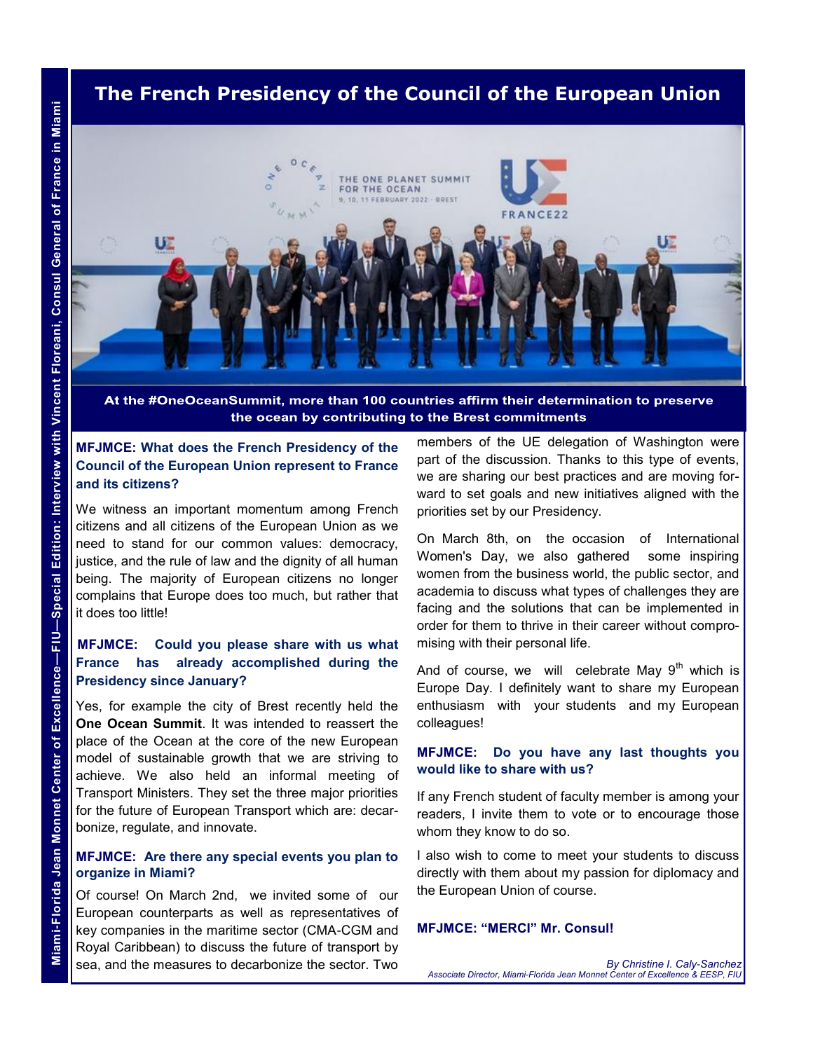# The French Presidency of the Council of the European Union

At the #OneOceanSummit, more than 100 countries affirm their determination to preserve the ocean by contributing to the Brest commitments

**MFJMCE: What does the French Presidency of the Council of the European Union represent to France and its citizens?**

We witness an important momentum among French citizens and all citizens of the European Union as we need to stand for our common values: democracy, justice, and the rule of law and the dignity of all human being. The majority of European citizens no longer complains that Europe does too much, but rather that it does too little!

**MFJMCE: Could you please share with us what France has already accomplished during the Presidency since January?**

Yes, for example the city of Brest recently held the **One Ocean Summit**. It was intended to reassert the place of the Ocean at the core of the new European model of sustainable growth that we are striving to achieve. We also held an informal meeting of Transport Ministers. They set the three major priorities for the future of European Transport which are: decarbonize, regulate, and innovate.

**MFJMCE: Are there any special events you plan to organize in Miami?**

Of course! On March 2nd, we invited some of our European counterparts as well as representatives of key companies in the maritime sector (CMA-CGM and Royal Caribbean) to discuss the future of transport by sea, and the measures to decarbonize the sector. Two members of the UE delegation of Washington were part of the discussion. Thanks to this type of events, we are sharing our best practices and are moving forward to set goals and new initiatives aligned with the priorities set by our Presidency.

On March 8th, on the occasion of International Women's Day, we also gathered some inspiring women from the business world, the public sector, and academia to discuss what types of challenges they are facing and the solutions that can be implemented in order for them to thrive in their career without compromising with their personal life.

And of course, we will celebrate May 9th which is Europe Day. I definitely want to share my European enthusiasm with your students and my European colleagues!

**MFJMCE: Do you have any last thoughts you would like to share with us?**

If any French student of faculty member is among your readers, I invite them to vote or to encourage those whom they know to do so.

I also wish to come to meet your students to discuss directly with them about my passion for diplomacy and the European Union of course.

**MFJMCE: "MERCI" Mr. Consul!**

*By Christine I. Caly-Sanchez*
*Associate Director, Miami-Florida Jean Monnet Center of Excellence & EESP, FIU*